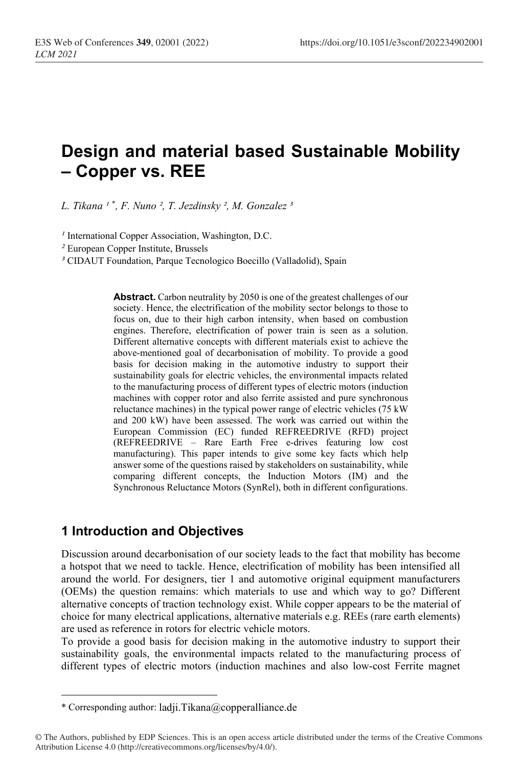# Design and material based Sustainable Mobility – Copper vs. REE

*L. Tikana [1] \*, F. Nuno [2], T. Jezdinsky [2], M. Gonzalez [3]*

[1] International Copper Association, Washington, D.C.

[2] European Copper Institute, Brussels

[3] CIDAUT Foundation, Parque Tecnologico Boecillo (Valladolid), Spain

**Abstract.** Carbon neutrality by 2050 is one of the greatest challenges of our society. Hence, the electrification of the mobility sector belongs to those to focus on, due to their high carbon intensity, when based on combustion engines. Therefore, electrification of power train is seen as a solution. Different alternative concepts with different materials exist to achieve the above-mentioned goal of decarbonisation of mobility. To provide a good basis for decision making in the automotive industry to support their sustainability goals for electric vehicles, the environmental impacts related to the manufacturing process of different types of electric motors (induction machines with copper rotor and also ferrite assisted and pure synchronous reluctance machines) in the typical power range of electric vehicles (75 kW and 200 kW) have been assessed. The work was carried out within the European Commission (EC) funded REFREEDRIVE (RFD) project (REFREEDRIVE – Rare Earth Free e-drives featuring low cost manufacturing). This paper intends to give some key facts which help answer some of the questions raised by stakeholders on sustainability, while comparing different concepts, the Induction Motors (IM) and the Synchronous Reluctance Motors (SynRel), both in different configurations.

## 1 Introduction and Objectives

Discussion around decarbonisation of our society leads to the fact that mobility has become a hotspot that we need to tackle. Hence, electrification of mobility has been intensified all around the world. For designers, tier 1 and automotive original equipment manufacturers (OEMs) the question remains: which materials to use and which way to go? Different alternative concepts of traction technology exist. While copper appears to be the material of choice for many electrical applications, alternative materials e.g. REEs (rare earth elements) are used as reference in rotors for electric vehicle motors.

To provide a good basis for decision making in the automotive industry to support their sustainability goals, the environmental impacts related to the manufacturing process of different types of electric motors (induction machines and also low-cost Ferrite magnet

\* Corresponding author: ladji.Tikana@copperalliance.de

© The Authors, published by EDP Sciences. This is an open access article distributed under the terms of the Creative Commons Attribution License 4.0 (http://creativecommons.org/licenses/by/4.0/).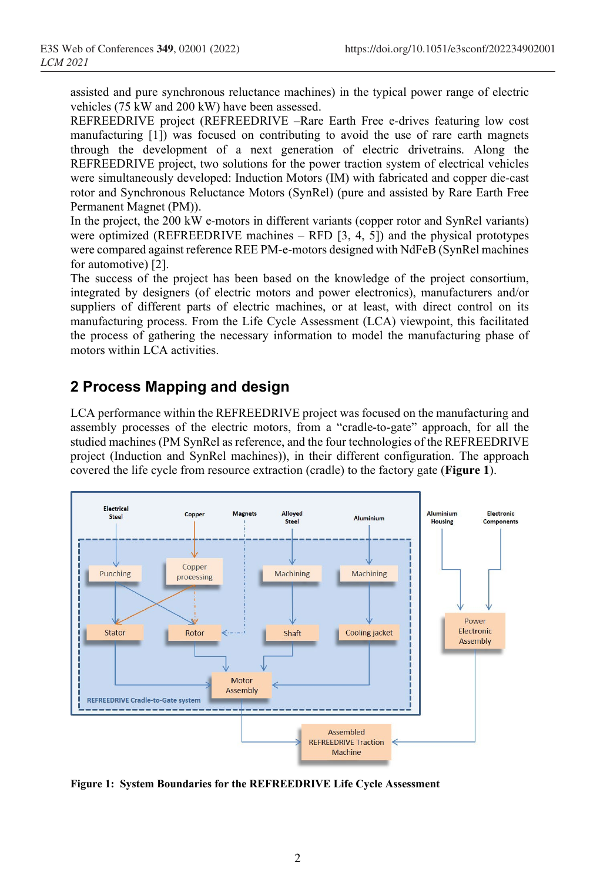assisted and pure synchronous reluctance machines) in the typical power range of electric vehicles (75 kW and 200 kW) have been assessed.

REFREEDRIVE project (REFREEDRIVE –Rare Earth Free e-drives featuring low cost manufacturing [1]) was focused on contributing to avoid the use of rare earth magnets through the development of a next generation of electric drivetrains. Along the REFREEDRIVE project, two solutions for the power traction system of electrical vehicles were simultaneously developed: Induction Motors (IM) with fabricated and copper die-cast rotor and Synchronous Reluctance Motors (SynRel) (pure and assisted by Rare Earth Free Permanent Magnet (PM)).

In the project, the 200 kW e-motors in different variants (copper rotor and SynRel variants) were optimized (REFREEDRIVE machines – RFD [3, 4, 5]) and the physical prototypes were compared against reference REE PM-e-motors designed with NdFeB (SynRel machines for automotive) [2].

The success of the project has been based on the knowledge of the project consortium, integrated by designers (of electric motors and power electronics), manufacturers and/or suppliers of different parts of electric machines, or at least, with direct control on its manufacturing process. From the Life Cycle Assessment (LCA) viewpoint, this facilitated the process of gathering the necessary information to model the manufacturing phase of motors within LCA activities.

## 2 Process Mapping and design

LCA performance within the REFREEDRIVE project was focused on the manufacturing and assembly processes of the electric motors, from a "cradle-to-gate" approach, for all the studied machines (PM SynRel as reference, and the four technologies of the REFREEDRIVE project (Induction and SynRel machines)), in their different configuration. The approach covered the life cycle from resource extraction (cradle) to the factory gate (**Figure 1**).

**Figure 1: System Boundaries for the REFREEDRIVE Life Cycle Assessment**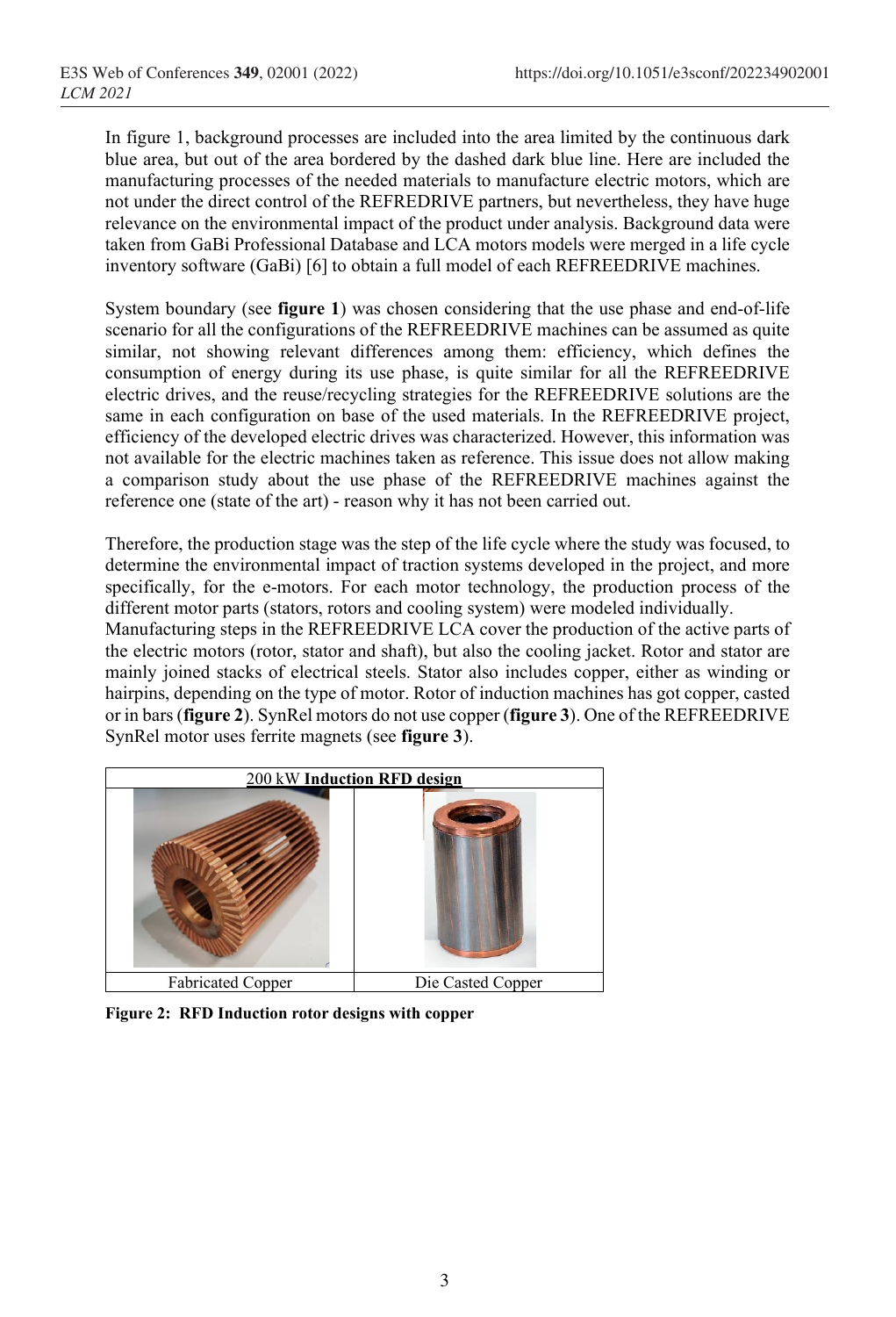In figure 1, background processes are included into the area limited by the continuous dark blue area, but out of the area bordered by the dashed dark blue line. Here are included the manufacturing processes of the needed materials to manufacture electric motors, which are not under the direct control of the REFREDRIVE partners, but nevertheless, they have huge relevance on the environmental impact of the product under analysis. Background data were taken from GaBi Professional Database and LCA motors models were merged in a life cycle inventory software (GaBi) [6] to obtain a full model of each REFREEDRIVE machines.

System boundary (see **figure 1**) was chosen considering that the use phase and end-of-life scenario for all the configurations of the REFREEDRIVE machines can be assumed as quite similar, not showing relevant differences among them: efficiency, which defines the consumption of energy during its use phase, is quite similar for all the REFREEDRIVE electric drives, and the reuse/recycling strategies for the REFREEDRIVE solutions are the same in each configuration on base of the used materials. In the REFREEDRIVE project, efficiency of the developed electric drives was characterized. However, this information was not available for the electric machines taken as reference. This issue does not allow making a comparison study about the use phase of the REFREEDRIVE machines against the reference one (state of the art) - reason why it has not been carried out.

Therefore, the production stage was the step of the life cycle where the study was focused, to determine the environmental impact of traction systems developed in the project, and more specifically, for the e-motors. For each motor technology, the production process of the different motor parts (stators, rotors and cooling system) were modeled individually.
Manufacturing steps in the REFREEDRIVE LCA cover the production of the active parts of the electric motors (rotor, stator and shaft), but also the cooling jacket. Rotor and stator are mainly joined stacks of electrical steels. Stator also includes copper, either as winding or hairpins, depending on the type of motor. Rotor of induction machines has got copper, casted or in bars (**figure 2**). SynRel motors do not use copper (**figure 3**). One of the REFREEDRIVE SynRel motor uses ferrite magnets (see **figure 3**).

| 200 kW **Induction RFD design** | |
|---|---|
| | |
| Fabricated Copper | Die Casted Copper |

**Figure 2: RFD Induction rotor designs with copper**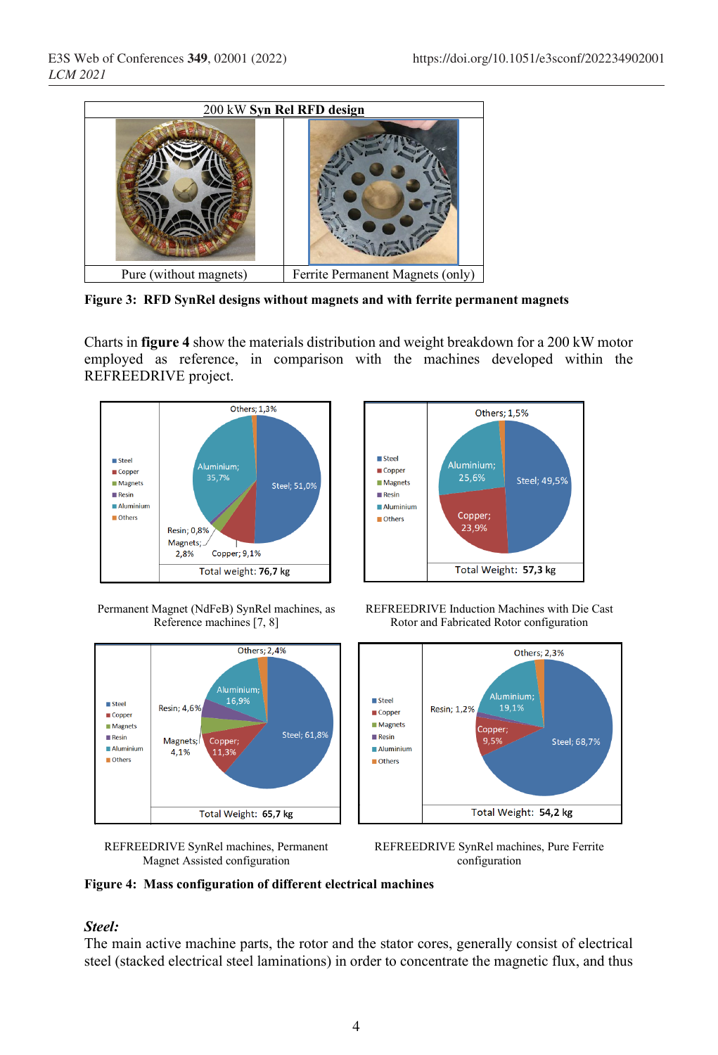| 200 kW **Syn Rel RFD design** | |
|---|---|
| Pure (without magnets) | Ferrite Permanent Magnets (only) |

**Figure 3: RFD SynRel designs without magnets and with ferrite permanent magnets**

Charts in **figure 4** show the materials distribution and weight breakdown for a 200 kW motor employed as reference, in comparison with the machines developed within the REFREEDRIVE project.

Permanent Magnet (NdFeB) SynRel machines, as Reference machines [7, 8]

REFREEDRIVE Induction Machines with Die Cast Rotor and Fabricated Rotor configuration

REFREEDRIVE SynRel machines, Permanent Magnet Assisted configuration

REFREEDRIVE SynRel machines, Pure Ferrite configuration

**Figure 4: Mass configuration of different electrical machines**

***Steel:***

The main active machine parts, the rotor and the stator cores, generally consist of electrical steel (stacked electrical steel laminations) in order to concentrate the magnetic flux, and thus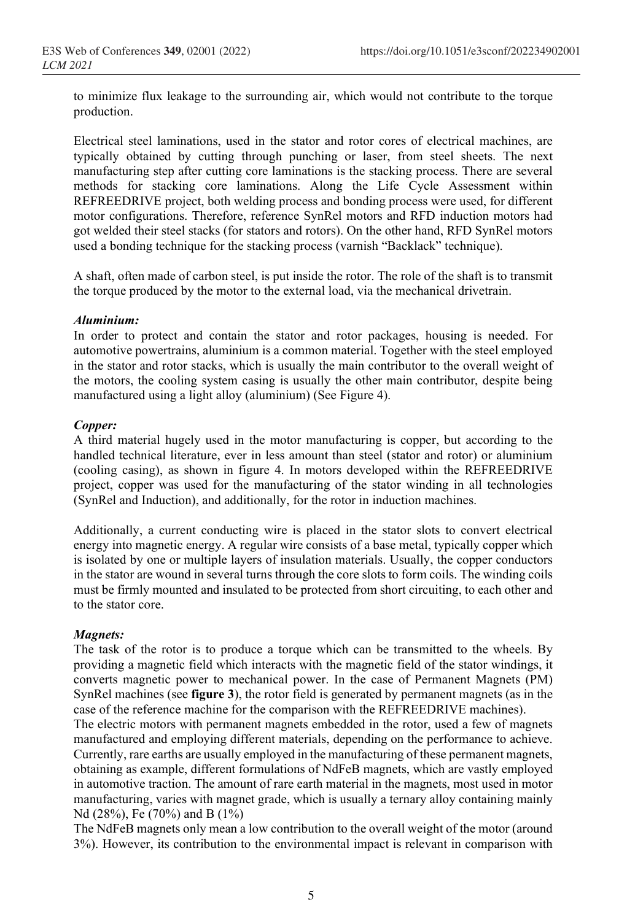to minimize flux leakage to the surrounding air, which would not contribute to the torque production.

Electrical steel laminations, used in the stator and rotor cores of electrical machines, are typically obtained by cutting through punching or laser, from steel sheets. The next manufacturing step after cutting core laminations is the stacking process. There are several methods for stacking core laminations. Along the Life Cycle Assessment within REFREEDRIVE project, both welding process and bonding process were used, for different motor configurations. Therefore, reference SynRel motors and RFD induction motors had got welded their steel stacks (for stators and rotors). On the other hand, RFD SynRel motors used a bonding technique for the stacking process (varnish "Backlack" technique).

A shaft, often made of carbon steel, is put inside the rotor. The role of the shaft is to transmit the torque produced by the motor to the external load, via the mechanical drivetrain.

***Aluminium:***
In order to protect and contain the stator and rotor packages, housing is needed. For automotive powertrains, aluminium is a common material. Together with the steel employed in the stator and rotor stacks, which is usually the main contributor to the overall weight of the motors, the cooling system casing is usually the other main contributor, despite being manufactured using a light alloy (aluminium) (See Figure 4).

***Copper:***
A third material hugely used in the motor manufacturing is copper, but according to the handled technical literature, ever in less amount than steel (stator and rotor) or aluminium (cooling casing), as shown in figure 4. In motors developed within the REFREEDRIVE project, copper was used for the manufacturing of the stator winding in all technologies (SynRel and Induction), and additionally, for the rotor in induction machines.

Additionally, a current conducting wire is placed in the stator slots to convert electrical energy into magnetic energy. A regular wire consists of a base metal, typically copper which is isolated by one or multiple layers of insulation materials. Usually, the copper conductors in the stator are wound in several turns through the core slots to form coils. The winding coils must be firmly mounted and insulated to be protected from short circuiting, to each other and to the stator core.

***Magnets:***
The task of the rotor is to produce a torque which can be transmitted to the wheels. By providing a magnetic field which interacts with the magnetic field of the stator windings, it converts magnetic power to mechanical power. In the case of Permanent Magnets (PM) SynRel machines (see **figure 3**), the rotor field is generated by permanent magnets (as in the case of the reference machine for the comparison with the REFREEDRIVE machines).
The electric motors with permanent magnets embedded in the rotor, used a few of magnets manufactured and employing different materials, depending on the performance to achieve. Currently, rare earths are usually employed in the manufacturing of these permanent magnets, obtaining as example, different formulations of NdFeB magnets, which are vastly employed in automotive traction. The amount of rare earth material in the magnets, most used in motor manufacturing, varies with magnet grade, which is usually a ternary alloy containing mainly Nd (28%), Fe (70%) and B (1%)
The NdFeB magnets only mean a low contribution to the overall weight of the motor (around 3%). However, its contribution to the environmental impact is relevant in comparison with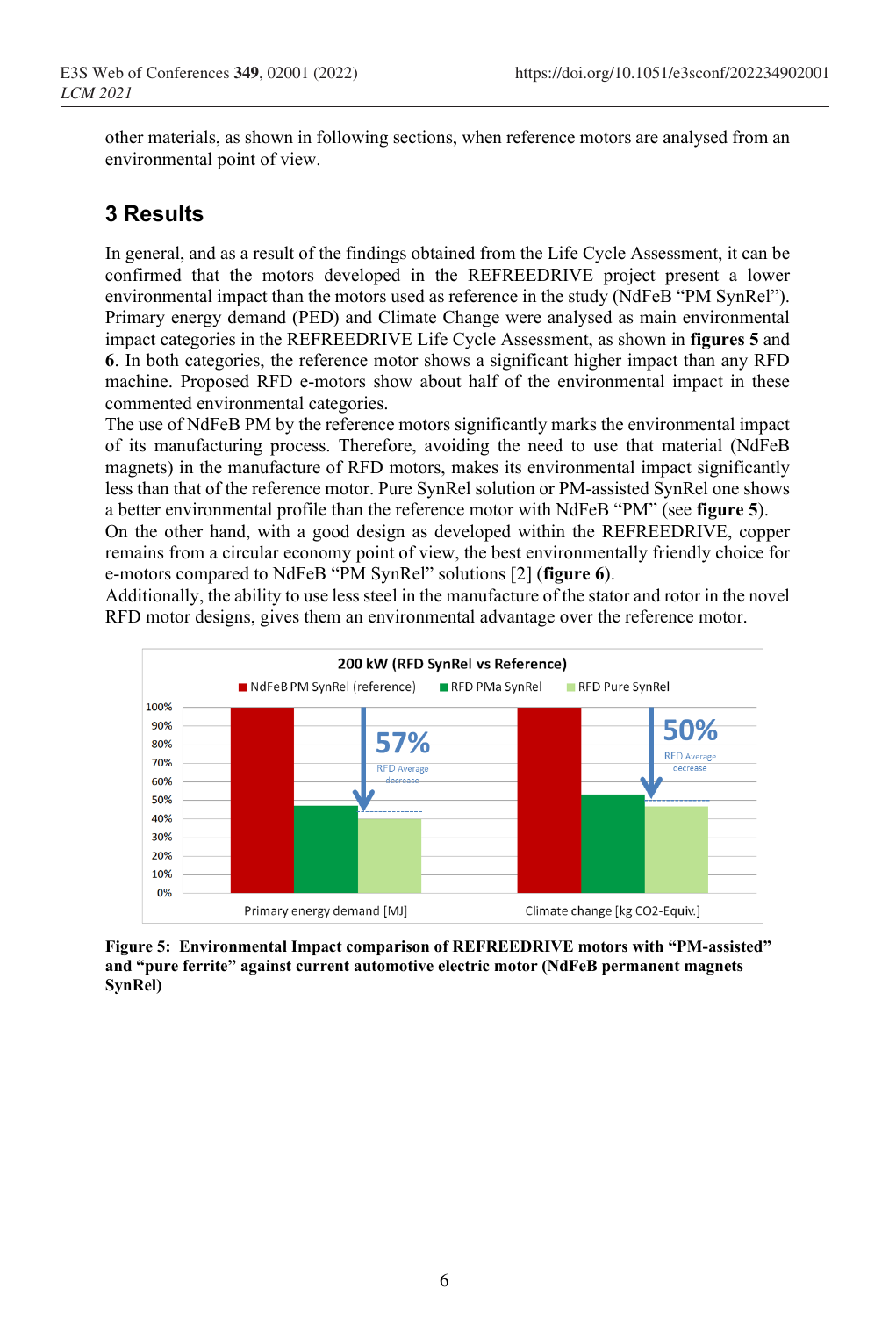other materials, as shown in following sections, when reference motors are analysed from an environmental point of view.

## 3 Results

In general, and as a result of the findings obtained from the Life Cycle Assessment, it can be confirmed that the motors developed in the REFREEDRIVE project present a lower environmental impact than the motors used as reference in the study (NdFeB “PM SynRel”). Primary energy demand (PED) and Climate Change were analysed as main environmental impact categories in the REFREEDRIVE Life Cycle Assessment, as shown in **figures 5** and **6**. In both categories, the reference motor shows a significant higher impact than any RFD machine. Proposed RFD e-motors show about half of the environmental impact in these commented environmental categories.
The use of NdFeB PM by the reference motors significantly marks the environmental impact of its manufacturing process. Therefore, avoiding the need to use that material (NdFeB magnets) in the manufacture of RFD motors, makes its environmental impact significantly less than that of the reference motor. Pure SynRel solution or PM-assisted SynRel one shows a better environmental profile than the reference motor with NdFeB “PM” (see **figure 5**).
On the other hand, with a good design as developed within the REFREEDRIVE, copper remains from a circular economy point of view, the best environmentally friendly choice for e-motors compared to NdFeB “PM SynRel” solutions [2] (**figure 6**).
Additionally, the ability to use less steel in the manufacture of the stator and rotor in the novel RFD motor designs, gives them an environmental advantage over the reference motor.

**Figure 5: Environmental Impact comparison of REFREEDRIVE motors with “PM-assisted” and “pure ferrite” against current automotive electric motor (NdFeB permanent magnets SynRel)**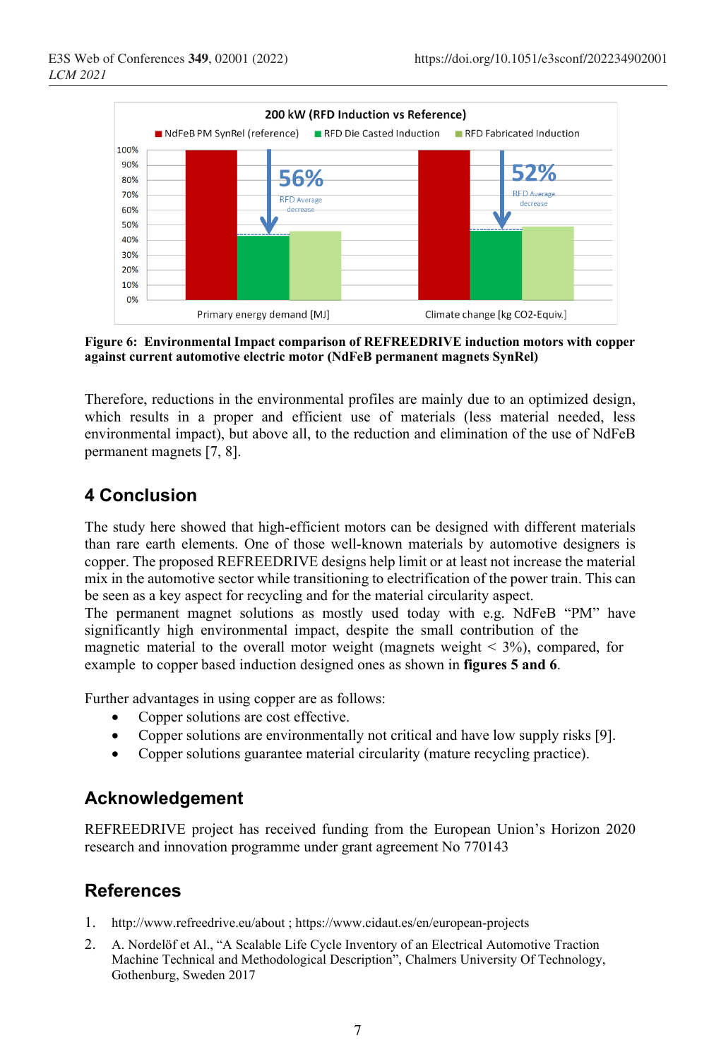Figure 6: Environmental Impact comparison of REFREEDRIVE induction motors with copper against current automotive electric motor (NdFeB permanent magnets SynRel)

Therefore, reductions in the environmental profiles are mainly due to an optimized design, which results in a proper and efficient use of materials (less material needed, less environmental impact), but above all, to the reduction and elimination of the use of NdFeB permanent magnets [7, 8].

## 4 Conclusion

The study here showed that high-efficient motors can be designed with different materials than rare earth elements. One of those well-known materials by automotive designers is copper. The proposed REFREEDRIVE designs help limit or at least not increase the material mix in the automotive sector while transitioning to electrification of the power train. This can be seen as a key aspect for recycling and for the material circularity aspect.

The permanent magnet solutions as mostly used today with e.g. NdFeB "PM" have significantly high environmental impact, despite the small contribution of the magnetic material to the overall motor weight (magnets weight < 3%), compared, for example to copper based induction designed ones as shown in **figures 5 and 6**.

Further advantages in using copper are as follows:

- Copper solutions are cost effective.
- Copper solutions are environmentally not critical and have low supply risks [9].
- Copper solutions guarantee material circularity (mature recycling practice).

## Acknowledgement

REFREEDRIVE project has received funding from the European Union's Horizon 2020 research and innovation programme under grant agreement No 770143

## References

1. http://www.refreedrive.eu/about ; https://www.cidaut.es/en/european-projects
2. A. Nordelöf et Al., "A Scalable Life Cycle Inventory of an Electrical Automotive Traction Machine Technical and Methodological Description", Chalmers University Of Technology, Gothenburg, Sweden 2017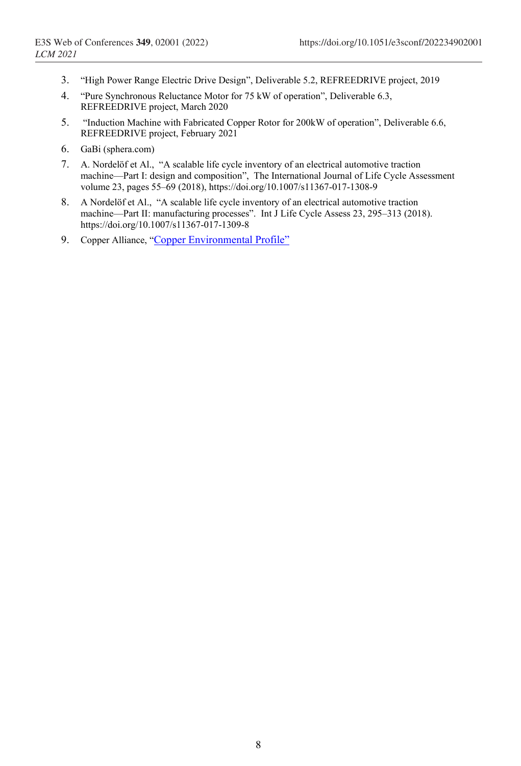3. "High Power Range Electric Drive Design", Deliverable 5.2, REFREEDRIVE project, 2019
4. "Pure Synchronous Reluctance Motor for 75 kW of operation", Deliverable 6.3, REFREEDRIVE project, March 2020
5. "Induction Machine with Fabricated Copper Rotor for 200kW of operation", Deliverable 6.6, REFREEDRIVE project, February 2021
6. GaBi (sphera.com)
7. A. Nordelöf et Al., "A scalable life cycle inventory of an electrical automotive traction machine—Part I: design and composition", The International Journal of Life Cycle Assessment volume 23, pages 55–69 (2018), https://doi.org/10.1007/s11367-017-1308-9
8. A Nordelöf et Al., "A scalable life cycle inventory of an electrical automotive traction machine—Part II: manufacturing processes". Int J Life Cycle Assess 23, 295–313 (2018). https://doi.org/10.1007/s11367-017-1309-8
9. Copper Alliance, "Copper Environmental Profile"